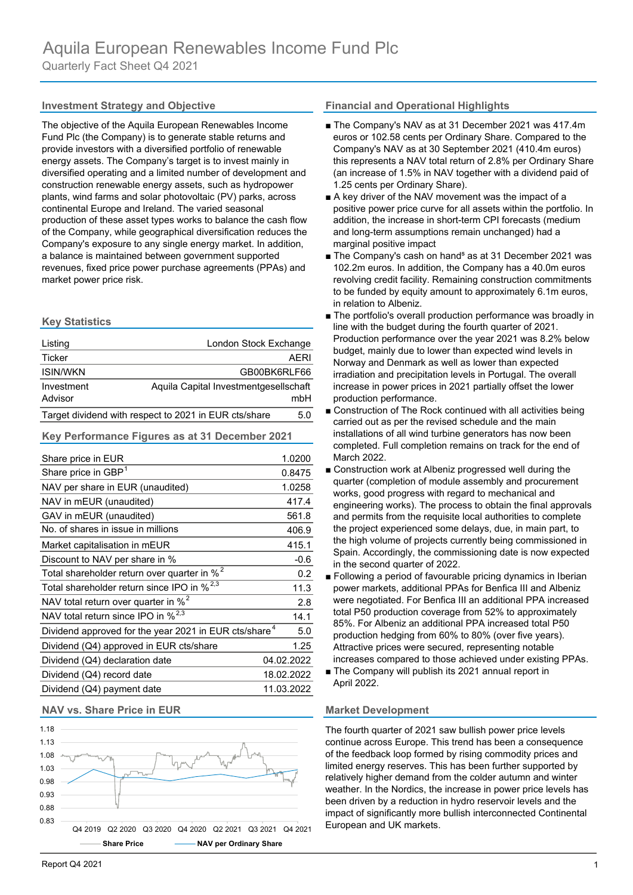# Aquila European Renewables Income Fund Plc

Quarterly Fact Sheet Q4 2021

## Investment Strategy and Objective

The objective of the Aquila European Renewables Income Fund Plc (the Company) is to generate stable returns and provide investors with a diversified portfolio of renewable energy assets. The Company's target is to invest mainly in diversified operating and a limited number of development and construction renewable energy assets, such as hydropower plants, wind farms and solar photovoltaic (PV) parks, across continental Europe and Ireland. The varied seasonal production of these asset types works to balance the cash flow of the Company, while geographical diversification reduces the Company's exposure to any single energy market. In addition, a balance is maintained between government supported revenues, fixed price power purchase agreements (PPAs) and market power price risk.

## Key Statistics

| | |
|---|---|
| Listing | London Stock Exchange |
| Ticker | AERI |
| ISIN/WKN | GB00BK6RLF66 |
| Investment Advisor | Aquila Capital Investmentgesellschaft mbH |
| Target dividend with respect to 2021 in EUR cts/share | 5.0 |

## Key Performance Figures as at 31 December 2021

| | |
|---|---|
| Share price in EUR | 1.0200 |
| Share price in GBP[1] | 0.8475 |
| NAV per share in EUR (unaudited) | 1.0258 |
| NAV in mEUR (unaudited) | 417.4 |
| GAV in mEUR (unaudited) | 561.8 |
| No. of shares in issue in millions | 406.9 |
| Market capitalisation in mEUR | 415.1 |
| Discount to NAV per share in % | -0.6 |
| Total shareholder return over quarter in %[2] | 0.2 |
| Total shareholder return since IPO in %[2,3] | 11.3 |
| NAV total return over quarter in %[2] | 2.8 |
| NAV total return since IPO in %[2,3] | 14.1 |
| Dividend approved for the year 2021 in EUR cts/share[4] | 5.0 |
| Dividend (Q4) approved in EUR cts/share | 1.25 |
| Dividend (Q4) declaration date | 04.02.2022 |
| Dividend (Q4) record date | 18.02.2022 |
| Dividend (Q4) payment date | 11.03.2022 |

## NAV vs. Share Price in EUR

Share Price — NAV per Ordinary Share

## Financial and Operational Highlights

- The Company's NAV as at 31 December 2021 was 417.4m euros or 102.58 cents per Ordinary Share. Compared to the Company's NAV as at 30 September 2021 (410.4m euros) this represents a NAV total return of 2.8% per Ordinary Share (an increase of 1.5% in NAV together with a dividend paid of 1.25 cents per Ordinary Share).
- A key driver of the NAV movement was the impact of a positive power price curve for all assets within the portfolio. In addition, the increase in short-term CPI forecasts (medium and long-term assumptions remain unchanged) had a marginal positive impact
- The Company's cash on hand[5] as at 31 December 2021 was 102.2m euros. In addition, the Company has a 40.0m euros revolving credit facility. Remaining construction commitments to be funded by equity amount to approximately 6.1m euros, in relation to Albeniz.
- The portfolio's overall production performance was broadly in line with the budget during the fourth quarter of 2021. Production performance over the year 2021 was 8.2% below budget, mainly due to lower than expected wind levels in Norway and Denmark as well as lower than expected irradiation and precipitation levels in Portugal. The overall increase in power prices in 2021 partially offset the lower production performance.
- Construction of The Rock continued with all activities being carried out as per the revised schedule and the main installations of all wind turbine generators has now been completed. Full completion remains on track for the end of March 2022.
- Construction work at Albeniz progressed well during the quarter (completion of module assembly and procurement works, good progress with regard to mechanical and engineering works). The process to obtain the final approvals and permits from the requisite local authorities to complete the project experienced some delays, due, in main part, to the high volume of projects currently being commissioned in Spain. Accordingly, the commissioning date is now expected in the second quarter of 2022.
- Following a period of favourable pricing dynamics in Iberian power markets, additional PPAs for Benfica III and Albeniz were negotiated. For Benfica III an additional PPA increased total P50 production coverage from 52% to approximately 85%. For Albeniz an additional PPA increased total P50 production hedging from 60% to 80% (over five years). Attractive prices were secured, representing notable increases compared to those achieved under existing PPAs.
- The Company will publish its 2021 annual report in April 2022.

## Market Development

The fourth quarter of 2021 saw bullish power price levels continue across Europe. This trend has been a consequence of the feedback loop formed by rising commodity prices and limited energy reserves. This has been further supported by relatively higher demand from the colder autumn and winter weather. In the Nordics, the increase in power price levels has been driven by a reduction in hydro reservoir levels and the impact of significantly more bullish interconnected Continental European and UK markets.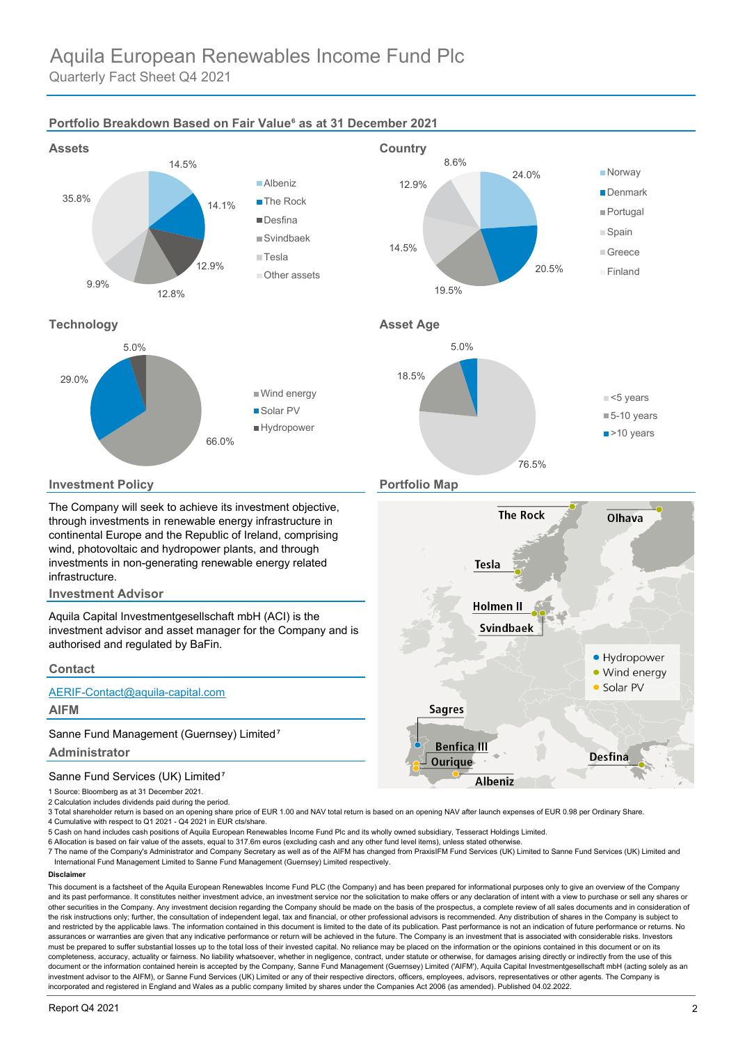# Aquila European Renewables Income Fund Plc

Quarterly Fact Sheet Q4 2021

## Portfolio Breakdown Based on Fair Value[6] as at 31 December 2021

### Assets

14.5%
14.1%
12.9%
12.8%
9.9%
35.8%

Albeniz
The Rock
Desfina
Svindbaek
Tesla
Other assets

### Country

24.0%
20.5%
19.5%
14.5%
12.9%
8.6%

Norway
Denmark
Portugal
Spain
Greece
Finland

### Technology

66.0%
29.0%
5.0%

Wind energy
Solar PV
Hydropower

### Asset Age

76.5%
18.5%
5.0%

<5 years
5-10 years
>10 years

### Investment Policy

The Company will seek to achieve its investment objective, through investments in renewable energy infrastructure in continental Europe and the Republic of Ireland, comprising wind, photovoltaic and hydropower plants, and through investments in non-generating renewable energy related infrastructure.

### Investment Advisor

Aquila Capital Investmentgesellschaft mbH (ACI) is the investment advisor and asset manager for the Company and is authorised and regulated by BaFin.

### Contact

AERIF-Contact@aquila-capital.com

### AIFM

Sanne Fund Management (Guernsey) Limited[7]

### Administrator

Sanne Fund Services (UK) Limited[7]

### Portfolio Map

The Rock
Olhava
Tesla
Holmen II
Svindbaek
Sagres
Benfica III
Ourique
Albeniz
Desfina

Hydropower
Wind energy
Solar PV

1 Source: Bloomberg as at 31 December 2021.
2 Calculation includes dividends paid during the period.
3 Total shareholder return is based on an opening share price of EUR 1.00 and NAV total return is based on an opening NAV after launch expenses of EUR 0.98 per Ordinary Share.
4 Cumulative with respect to Q1 2021 - Q4 2021 in EUR cts/share.
5 Cash on hand includes cash positions of Aquila European Renewables Income Fund Plc and its wholly owned subsidiary, Tesseract Holdings Limited.
6 Allocation is based on fair value of the assets, equal to 317.6m euros (excluding cash and any other fund level items), unless stated otherwise.
7 The name of the Company's Administrator and Company Secretary as well as of the AIFM has changed from PraxisIFM Fund Services (UK) Limited to Sanne Fund Services (UK) Limited and International Fund Management Limited to Sanne Fund Management (Guernsey) Limited respectively.

**Disclaimer**

This document is a factsheet of the Aquila European Renewables Income Fund PLC (the Company) and has been prepared for informational purposes only to give an overview of the Company and its past performance. It constitutes neither investment advice, an investment service nor the solicitation to make offers or any declaration of intent with a view to purchase or sell any shares or other securities in the Company. Any investment decision regarding the Company should be made on the basis of the prospectus, a complete review of all sales documents and in consideration of the risk instructions only; further, the consultation of independent legal, tax and financial, or other professional advisors is recommended. Any distribution of shares in the Company is subject to and restricted by the applicable laws. The information contained in this document is limited to the date of its publication. Past performance is not an indication of future performance or returns. No assurances or warranties are given that any indicative performance or return will be achieved in the future. The Company is an investment that is associated with considerable risks. Investors must be prepared to suffer substantial losses up to the total loss of their invested capital. No reliance may be placed on the information or the opinions contained in this document or on its completeness, accuracy, actuality or fairness. No liability whatsoever, whether in negligence, contract, under statute or otherwise, for damages arising directly or indirectly from the use of this document or the information contained herein is accepted by the Company, Sanne Fund Management (Guernsey) Limited ('AIFM'), Aquila Capital Investmentgesellschaft mbH (acting solely as an investment advisor to the AIFM), or Sanne Fund Services (UK) Limited or any of their respective directors, officers, employees, advisors, representatives or other agents. The Company is incorporated and registered in England and Wales as a public company limited by shares under the Companies Act 2006 (as amended). Published 04.02.2022.